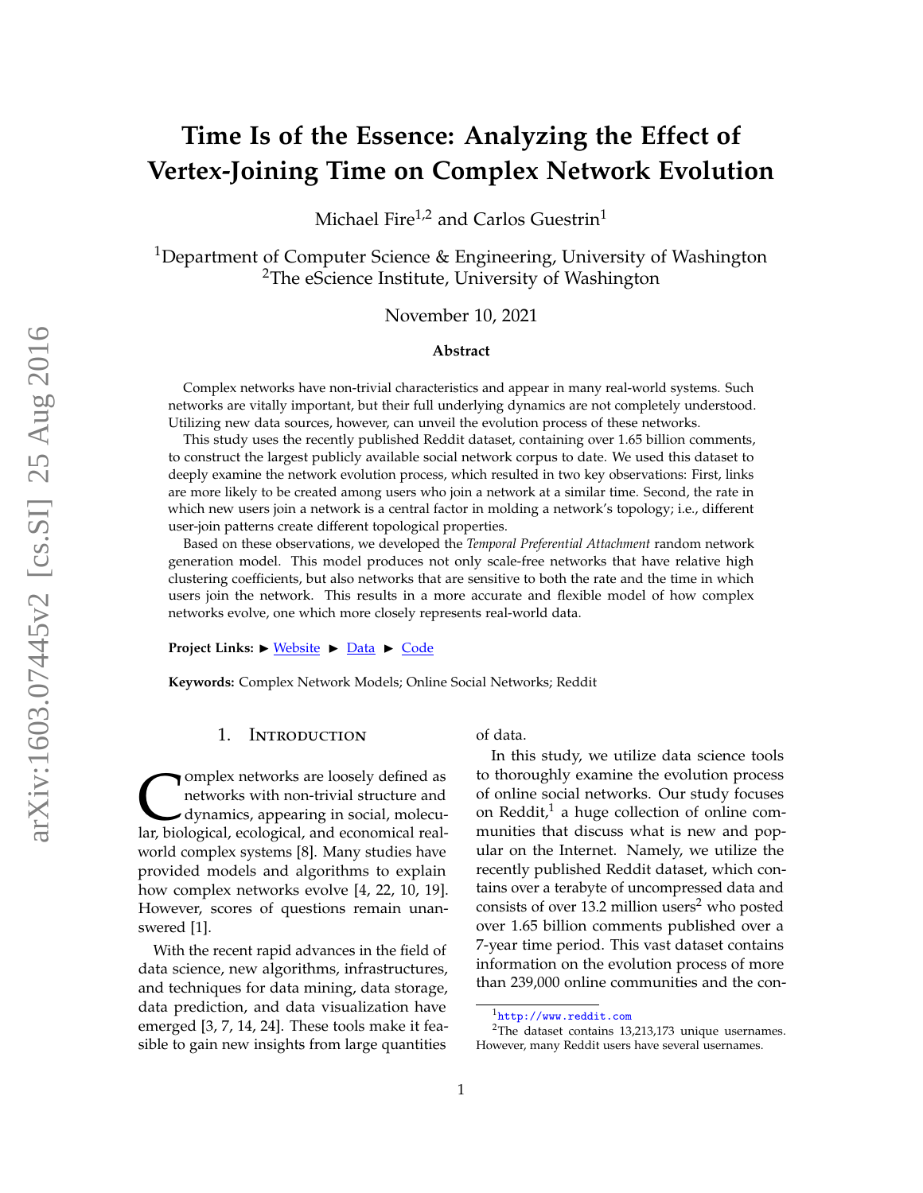# Time Is of the Essence: Analyzing the Effect of Vertex-Joining Time on Complex Network Evolution

Michael Fire[1,2] and Carlos Guestrin[1]

[1]Department of Computer Science & Engineering, University of Washington
[2]The eScience Institute, University of Washington

November 10, 2021

### Abstract

Complex networks have non-trivial characteristics and appear in many real-world systems. Such networks are vitally important, but their full underlying dynamics are not completely understood. Utilizing new data sources, however, can unveil the evolution process of these networks.

This study uses the recently published Reddit dataset, containing over 1.65 billion comments, to construct the largest publicly available social network corpus to date. We used this dataset to deeply examine the network evolution process, which resulted in two key observations: First, links are more likely to be created among users who join a network at a similar time. Second, the rate in which new users join a network is a central factor in molding a network's topology; i.e., different user-join patterns create different topological properties.

Based on these observations, we developed the *Temporal Preferential Attachment* random network generation model. This model produces not only scale-free networks that have relative high clustering coefficients, but also networks that are sensitive to both the rate and the time in which users join the network. This results in a more accurate and flexible model of how complex networks evolve, one which more closely represents real-world data.

**Project Links:** ► Website ► Data ► Code

**Keywords:** Complex Network Models; Online Social Networks; Reddit

## 1. Introduction

Complex networks are loosely defined as networks with non-trivial structure and dynamics, appearing in social, molecular, biological, ecological, and economical real-world complex systems [8]. Many studies have provided models and algorithms to explain how complex networks evolve [4, 22, 10, 19]. However, scores of questions remain unanswered [1].

With the recent rapid advances in the field of data science, new algorithms, infrastructures, and techniques for data mining, data storage, data prediction, and data visualization have emerged [3, 7, 14, 24]. These tools make it feasible to gain new insights from large quantities of data.

In this study, we utilize data science tools to thoroughly examine the evolution process of online social networks. Our study focuses on Reddit,[1] a huge collection of online communities that discuss what is new and popular on the Internet. Namely, we utilize the recently published Reddit dataset, which contains over a terabyte of uncompressed data and consists of over 13.2 million users[2] who posted over 1.65 billion comments published over a 7-year time period. This vast dataset contains information on the evolution process of more than 239,000 online communities and the con-

[1] http://www.reddit.com

[2] The dataset contains 13,213,173 unique usernames. However, many Reddit users have several usernames.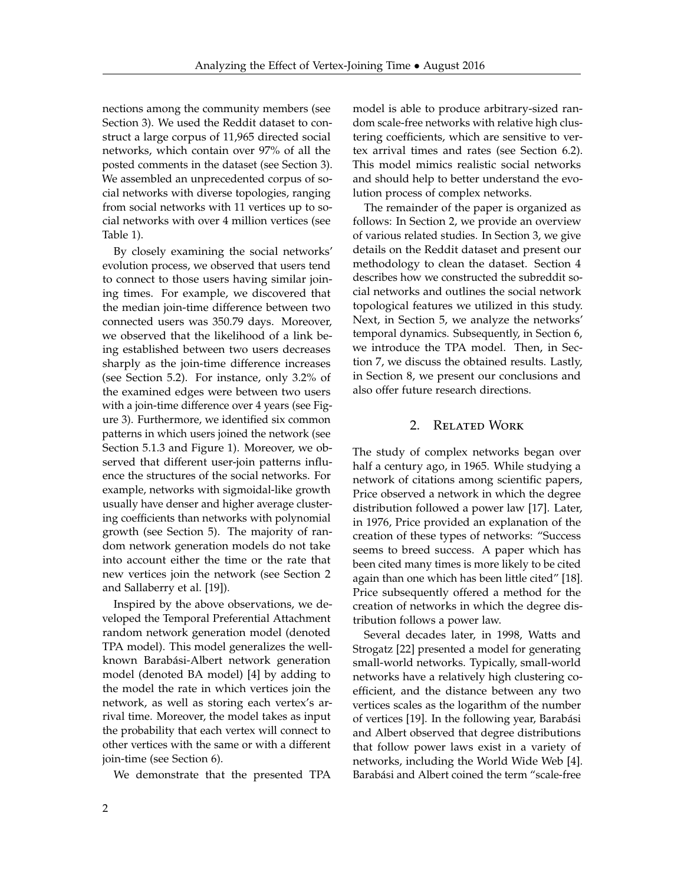nections among the community members (see Section 3). We used the Reddit dataset to construct a large corpus of 11,965 directed social networks, which contain over 97% of all the posted comments in the dataset (see Section 3). We assembled an unprecedented corpus of social networks with diverse topologies, ranging from social networks with 11 vertices up to social networks with over 4 million vertices (see Table 1).

By closely examining the social networks' evolution process, we observed that users tend to connect to those users having similar joining times. For example, we discovered that the median join-time difference between two connected users was 350.79 days. Moreover, we observed that the likelihood of a link being established between two users decreases sharply as the join-time difference increases (see Section 5.2). For instance, only 3.2% of the examined edges were between two users with a join-time difference over 4 years (see Figure 3). Furthermore, we identified six common patterns in which users joined the network (see Section 5.1.3 and Figure 1). Moreover, we observed that different user-join patterns influence the structures of the social networks. For example, networks with sigmoidal-like growth usually have denser and higher average clustering coefficients than networks with polynomial growth (see Section 5). The majority of random network generation models do not take into account either the time or the rate that new vertices join the network (see Section 2 and Sallaberry et al. [19]).

Inspired by the above observations, we developed the Temporal Preferential Attachment random network generation model (denoted TPA model). This model generalizes the well-known Barabási-Albert network generation model (denoted BA model) [4] by adding to the model the rate in which vertices join the network, as well as storing each vertex's arrival time. Moreover, the model takes as input the probability that each vertex will connect to other vertices with the same or with a different join-time (see Section 6).

We demonstrate that the presented TPA model is able to produce arbitrary-sized random scale-free networks with relative high clustering coefficients, which are sensitive to vertex arrival times and rates (see Section 6.2). This model mimics realistic social networks and should help to better understand the evolution process of complex networks.

The remainder of the paper is organized as follows: In Section 2, we provide an overview of various related studies. In Section 3, we give details on the Reddit dataset and present our methodology to clean the dataset. Section 4 describes how we constructed the subreddit social networks and outlines the social network topological features we utilized in this study. Next, in Section 5, we analyze the networks' temporal dynamics. Subsequently, in Section 6, we introduce the TPA model. Then, in Section 7, we discuss the obtained results. Lastly, in Section 8, we present our conclusions and also offer future research directions.

## 2. Related Work

The study of complex networks began over half a century ago, in 1965. While studying a network of citations among scientific papers, Price observed a network in which the degree distribution followed a power law [17]. Later, in 1976, Price provided an explanation of the creation of these types of networks: "Success seems to breed success. A paper which has been cited many times is more likely to be cited again than one which has been little cited" [18]. Price subsequently offered a method for the creation of networks in which the degree distribution follows a power law.

Several decades later, in 1998, Watts and Strogatz [22] presented a model for generating small-world networks. Typically, small-world networks have a relatively high clustering coefficient, and the distance between any two vertices scales as the logarithm of the number of vertices [19]. In the following year, Barabási and Albert observed that degree distributions that follow power laws exist in a variety of networks, including the World Wide Web [4]. Barabási and Albert coined the term "scale-free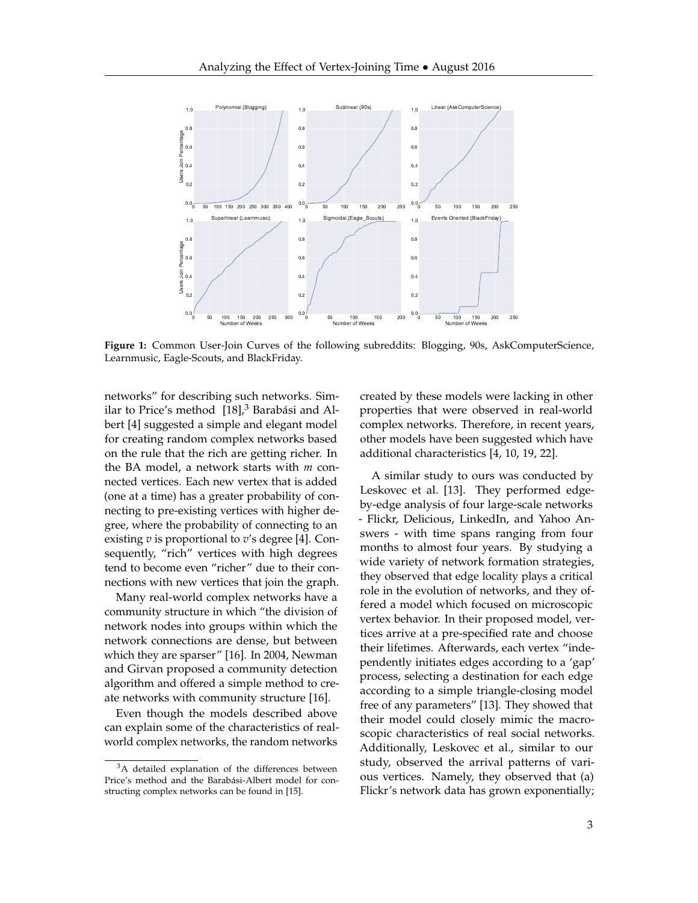**Figure 1:** Common User-Join Curves of the following subreddits: Blogging, 90s, AskComputerScience, Learnmusic, Eagle-Scouts, and BlackFriday.

networks" for describing such networks. Similar to Price's method [18],[3] Barabási and Albert [4] suggested a simple and elegant model for creating random complex networks based on the rule that the rich are getting richer. In the BA model, a network starts with $m$ connected vertices. Each new vertex that is added (one at a time) has a greater probability of connecting to pre-existing vertices with higher degree, where the probability of connecting to an existing $v$ is proportional to $v$'s degree [4]. Consequently, "rich" vertices with high degrees tend to become even "richer" due to their connections with new vertices that join the graph.

Many real-world complex networks have a community structure in which "the division of network nodes into groups within which the network connections are dense, but between which they are sparser" [16]. In 2004, Newman and Girvan proposed a community detection algorithm and offered a simple method to create networks with community structure [16].

Even though the models described above can explain some of the characteristics of real-world complex networks, the random networks created by these models were lacking in other properties that were observed in real-world complex networks. Therefore, in recent years, other models have been suggested which have additional characteristics [4, 10, 19, 22].

A similar study to ours was conducted by Leskovec et al. [13]. They performed edge-by-edge analysis of four large-scale networks - Flickr, Delicious, LinkedIn, and Yahoo Answers - with time spans ranging from four months to almost four years. By studying a wide variety of network formation strategies, they observed that edge locality plays a critical role in the evolution of networks, and they offered a model which focused on microscopic vertex behavior. In their proposed model, vertices arrive at a pre-specified rate and choose their lifetimes. Afterwards, each vertex "independently initiates edges according to a 'gap' process, selecting a destination for each edge according to a simple triangle-closing model free of any parameters" [13]. They showed that their model could closely mimic the macroscopic characteristics of real social networks. Additionally, Leskovec et al., similar to our study, observed the arrival patterns of various vertices. Namely, they observed that (a) Flickr's network data has grown exponentially;

[3] A detailed explanation of the differences between Price's method and the Barabási-Albert model for constructing complex networks can be found in [15].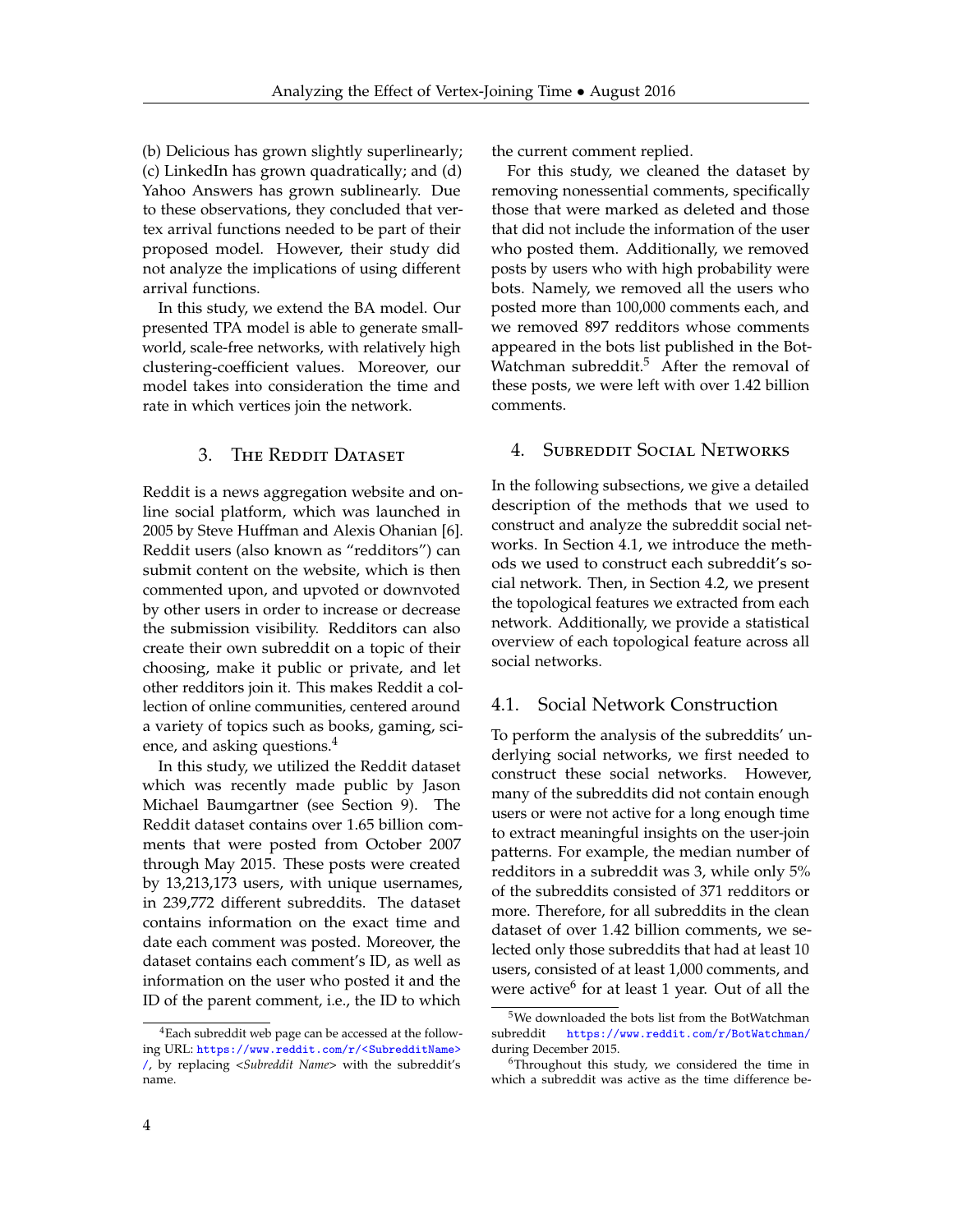(b) Delicious has grown slightly superlinearly; (c) LinkedIn has grown quadratically; and (d) Yahoo Answers has grown sublinearly. Due to these observations, they concluded that vertex arrival functions needed to be part of their proposed model. However, their study did not analyze the implications of using different arrival functions.

In this study, we extend the BA model. Our presented TPA model is able to generate small-world, scale-free networks, with relatively high clustering-coefficient values. Moreover, our model takes into consideration the time and rate in which vertices join the network.

## 3. The Reddit Dataset

Reddit is a news aggregation website and online social platform, which was launched in 2005 by Steve Huffman and Alexis Ohanian [6]. Reddit users (also known as "redditors") can submit content on the website, which is then commented upon, and upvoted or downvoted by other users in order to increase or decrease the submission visibility. Redditors can also create their own subreddit on a topic of their choosing, make it public or private, and let other redditors join it. This makes Reddit a collection of online communities, centered around a variety of topics such as books, gaming, science, and asking questions.[4]

In this study, we utilized the Reddit dataset which was recently made public by Jason Michael Baumgartner (see Section 9). The Reddit dataset contains over 1.65 billion comments that were posted from October 2007 through May 2015. These posts were created by 13,213,173 users, with unique usernames, in 239,772 different subreddits. The dataset contains information on the exact time and date each comment was posted. Moreover, the dataset contains each comment's ID, as well as information on the user who posted it and the ID of the parent comment, i.e., the ID to which the current comment replied.

For this study, we cleaned the dataset by removing nonessential comments, specifically those that were marked as deleted and those that did not include the information of the user who posted them. Additionally, we removed posts by users who with high probability were bots. Namely, we removed all the users who posted more than 100,000 comments each, and we removed 897 redditors whose comments appeared in the bots list published in the BotWatchman subreddit.[5] After the removal of these posts, we were left with over 1.42 billion comments.

## 4. Subreddit Social Networks

In the following subsections, we give a detailed description of the methods that we used to construct and analyze the subreddit social networks. In Section 4.1, we introduce the methods we used to construct each subreddit's social network. Then, in Section 4.2, we present the topological features we extracted from each network. Additionally, we provide a statistical overview of each topological feature across all social networks.

### 4.1. Social Network Construction

To perform the analysis of the subreddits' underlying social networks, we first needed to construct these social networks. However, many of the subreddits did not contain enough users or were not active for a long enough time to extract meaningful insights on the user-join patterns. For example, the median number of redditors in a subreddit was 3, while only 5% of the subreddits consisted of 371 redditors or more. Therefore, for all subreddits in the clean dataset of over 1.42 billion comments, we selected only those subreddits that had at least 10 users, consisted of at least 1,000 comments, and were active[6] for at least 1 year. Out of all the

---

[4] Each subreddit web page can be accessed at the following URL: https://www.reddit.com/r/<SubredditName>/, by replacing *<Subreddit Name>* with the subreddit's name.

[5] We downloaded the bots list from the BotWatchman subreddit https://www.reddit.com/r/BotWatchman/ during December 2015.

[6] Throughout this study, we considered the time in which a subreddit was active as the time difference be-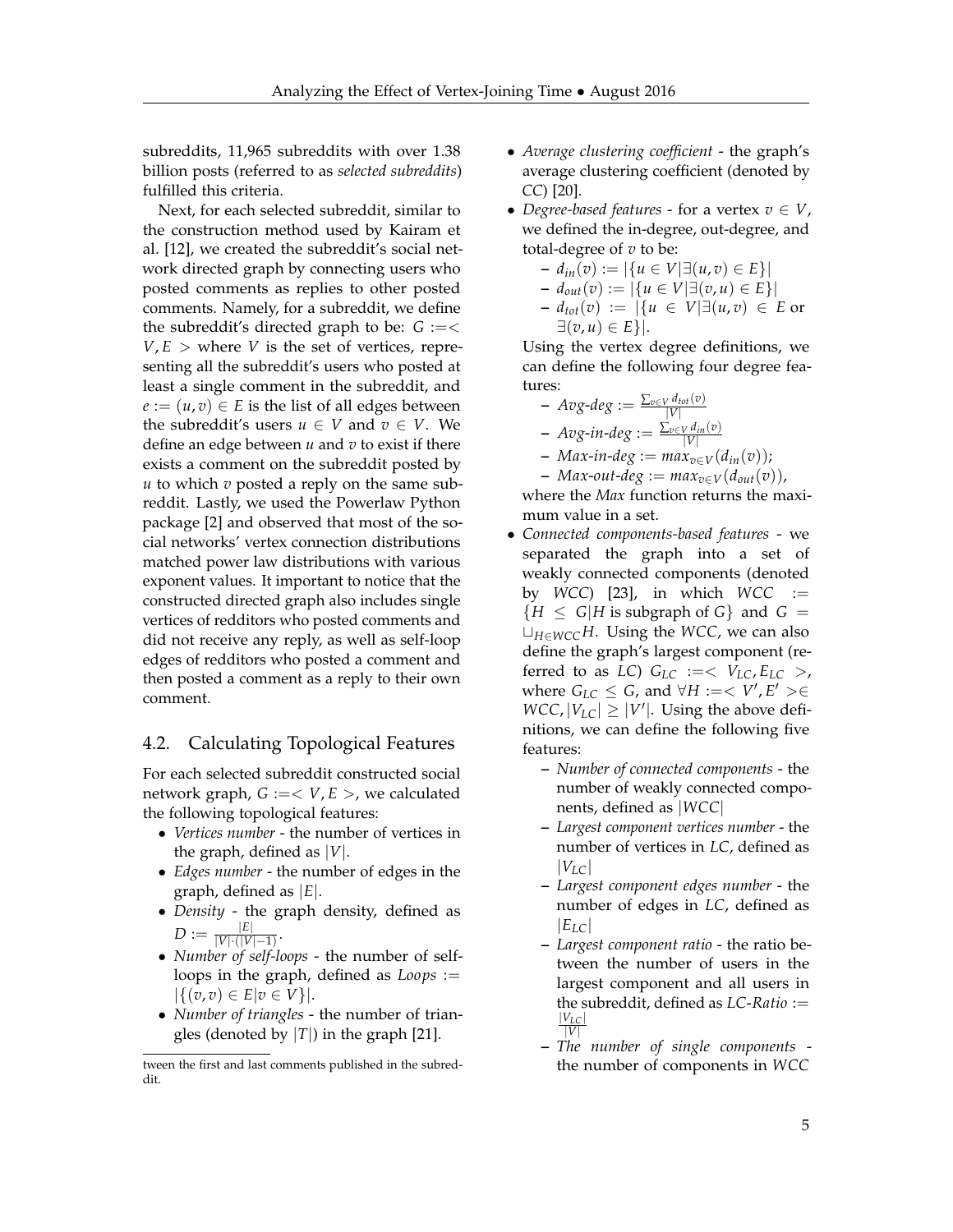subreddits, 11,965 subreddits with over 1.38 billion posts (referred to as *selected subreddits*) fulfilled this criteria.

Next, for each selected subreddit, similar to the construction method used by Kairam et al. [12], we created the subreddit's social network directed graph by connecting users who posted comments as replies to other posted comments. Namely, for a subreddit, we define the subreddit's directed graph to be: $G :=< V, E >$ where $V$ is the set of vertices, representing all the subreddit's users who posted at least a single comment in the subreddit, and $e := (u, v) \in E$ is the list of all edges between the subreddit's users $u \in V$ and $v \in V$. We define an edge between $u$ and $v$ to exist if there exists a comment on the subreddit posted by $u$ to which $v$ posted a reply on the same subreddit. Lastly, we used the Powerlaw Python package [2] and observed that most of the social networks' vertex connection distributions matched power law distributions with various exponent values. It important to notice that the constructed directed graph also includes single vertices of redditors who posted comments and did not receive any reply, as well as self-loop edges of redditors who posted a comment and then posted a comment as a reply to their own comment.

## 4.2. Calculating Topological Features

For each selected subreddit constructed social network graph, $G :=< V, E >$, we calculated the following topological features:

- *Vertices number* - the number of vertices in the graph, defined as $|V|$.
- *Edges number* - the number of edges in the graph, defined as $|E|$.
- *Density* - the graph density, defined as $D := \frac{|E|}{|V| \cdot (|V|-1)}$.
- *Number of self-loops* - the number of self-loops in the graph, defined as $Loops := |\{(v, v) \in E | v \in V\}|$.
- *Number of triangles* - the number of triangles (denoted by $|T|$) in the graph [21].
- *Average clustering coefficient* - the graph's average clustering coefficient (denoted by *CC*) [20].
- *Degree-based features* - for a vertex $v \in V$, we defined the in-degree, out-degree, and total-degree of $v$ to be:
  - $d_{in}(v) := |\{u \in V | \exists (u, v) \in E\}|$
  - $d_{out}(v) := |\{u \in V | \exists (v, u) \in E\}|$
  - $d_{tot}(v) := |\{u \in V | \exists (u, v) \in E$ or $\exists (v, u) \in E\}|$.

  Using the vertex degree definitions, we can define the following four degree features:
  - $Avg\text{-}deg := \frac{\sum_{v \in V} d_{tot}(v)}{|V|}$
  - $Avg\text{-}in\text{-}deg := \frac{\sum_{v \in V} d_{in}(v)}{|V|}$
  - $Max\text{-}in\text{-}deg := max_{v \in V}(d_{in}(v))$;
  - $Max\text{-}out\text{-}deg := max_{v \in V}(d_{out}(v))$,

  where the *Max* function returns the maximum value in a set.
- *Connected components-based features* - we separated the graph into a set of weakly connected components (denoted by *WCC*) [23], in which $WCC := \{H \leq G | H$ is subgraph of $G\}$ and $G = \sqcup_{H \in WCC} H$. Using the *WCC*, we can also define the graph's largest component (referred to as *LC*) $G_{LC} :=< V_{LC}, E_{LC} >$, where $G_{LC} \leq G$, and $\forall H :=< V', E' > \in WCC, |V_{LC}| \geq |V'|$. Using the above definitions, we can define the following five features:
  - *Number of connected components* - the number of weakly connected components, defined as $|WCC|$
  - *Largest component vertices number* - the number of vertices in *LC*, defined as $|V_{LC}|$
  - *Largest component edges number* - the number of edges in *LC*, defined as $|E_{LC}|$
  - *Largest component ratio* - the ratio between the number of users in the largest component and all users in the subreddit, defined as $LC\text{-}Ratio := \frac{|V_{LC}|}{|V|}$
  - *The number of single components* - the number of components in *WCC*

tween the first and last comments published in the subreddit.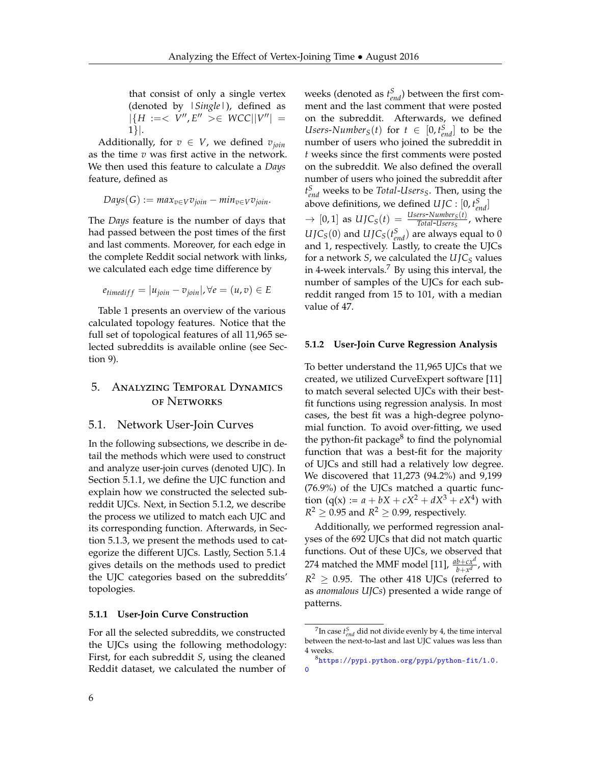that consist of only a single vertex (denoted by $|Single|$), defined as $|\{H :=< V'', E'' >\in WCC||V''| = 1\}|$.

Additionally, for $v \in V$, we defined $v_{join}$ as the time $v$ was first active in the network. We then used this feature to calculate a *Days* feature, defined as

$$Days(G) := max_{v \in V} v_{join} - min_{v \in V} v_{join}.$$

The *Days* feature is the number of days that had passed between the post times of the first and last comments. Moreover, for each edge in the complete Reddit social network with links, we calculated each edge time difference by

$$e_{timediff} = |u_{join} - v_{join}|, \forall e = (u, v) \in E$$

Table 1 presents an overview of the various calculated topology features. Notice that the full set of topological features of all 11,965 selected subreddits is available online (see Section 9).

## 5. Analyzing Temporal Dynamics of Networks

### 5.1. Network User-Join Curves

In the following subsections, we describe in detail the methods which were used to construct and analyze user-join curves (denoted UJC). In Section 5.1.1, we define the UJC function and explain how we constructed the selected subreddit UJCs. Next, in Section 5.1.2, we describe the process we utilized to match each UJC and its corresponding function. Afterwards, in Section 5.1.3, we present the methods used to categorize the different UJCs. Lastly, Section 5.1.4 gives details on the methods used to predict the UJC categories based on the subreddits' topologies.

#### 5.1.1 User-Join Curve Construction

For all the selected subreddits, we constructed the UJCs using the following methodology: First, for each subreddit $S$, using the cleaned Reddit dataset, we calculated the number of weeks (denoted as $t^S_{end}$) between the first comment and the last comment that were posted on the subreddit. Afterwards, we defined $Users\text{-}Number_S(t)$ for $t \in [0, t^S_{end}]$ to be the number of users who joined the subreddit in $t$ weeks since the first comments were posted on the subreddit. We also defined the overall number of users who joined the subreddit after $t^S_{end}$ weeks to be $Total\text{-}Users_S$. Then, using the above definitions, we defined $UJC : [0, t^S_{end}] \rightarrow [0, 1]$ as $UJC_S(t) = \frac{Users\text{-}Number_S(t)}{Total\text{-}Users_S}$, where $UJC_S(0)$ and $UJC_S(t^S_{end})$ are always equal to 0 and 1, respectively. Lastly, to create the UJCs for a network $S$, we calculated the $UJC_S$ values in 4-week intervals.[7] By using this interval, the number of samples of the UJCs for each subreddit ranged from 15 to 101, with a median value of 47.

#### 5.1.2 User-Join Curve Regression Analysis

To better understand the 11,965 UJCs that we created, we utilized CurveExpert software [11] to match several selected UJCs with their best-fit functions using regression analysis. In most cases, the best fit was a high-degree polynomial function. To avoid over-fitting, we used the python-fit package[8] to find the polynomial function that was a best-fit for the majority of UJCs and still had a relatively low degree. We discovered that 11,273 (94.2%) and 9,199 (76.9%) of the UJCs matched a quartic function ($q(x) := a + bX + cX^2 + dX^3 + eX^4$) with $R^2 \geq 0.95$ and $R^2 \geq 0.99$, respectively.

Additionally, we performed regression analyses of the 692 UJCs that did not match quartic functions. Out of these UJCs, we observed that 274 matched the MMF model [11], $\frac{ab+cx^d}{b+x^d}$, with $R^2 \geq 0.95$. The other 418 UJCs (referred to as *anomalous UJCs*) presented a wide range of patterns.

[7] In case $t^S_{end}$ did not divide evenly by 4, the time interval between the next-to-last and last UJC values was less than 4 weeks.

[8] https://pypi.python.org/pypi/python-fit/1.0.0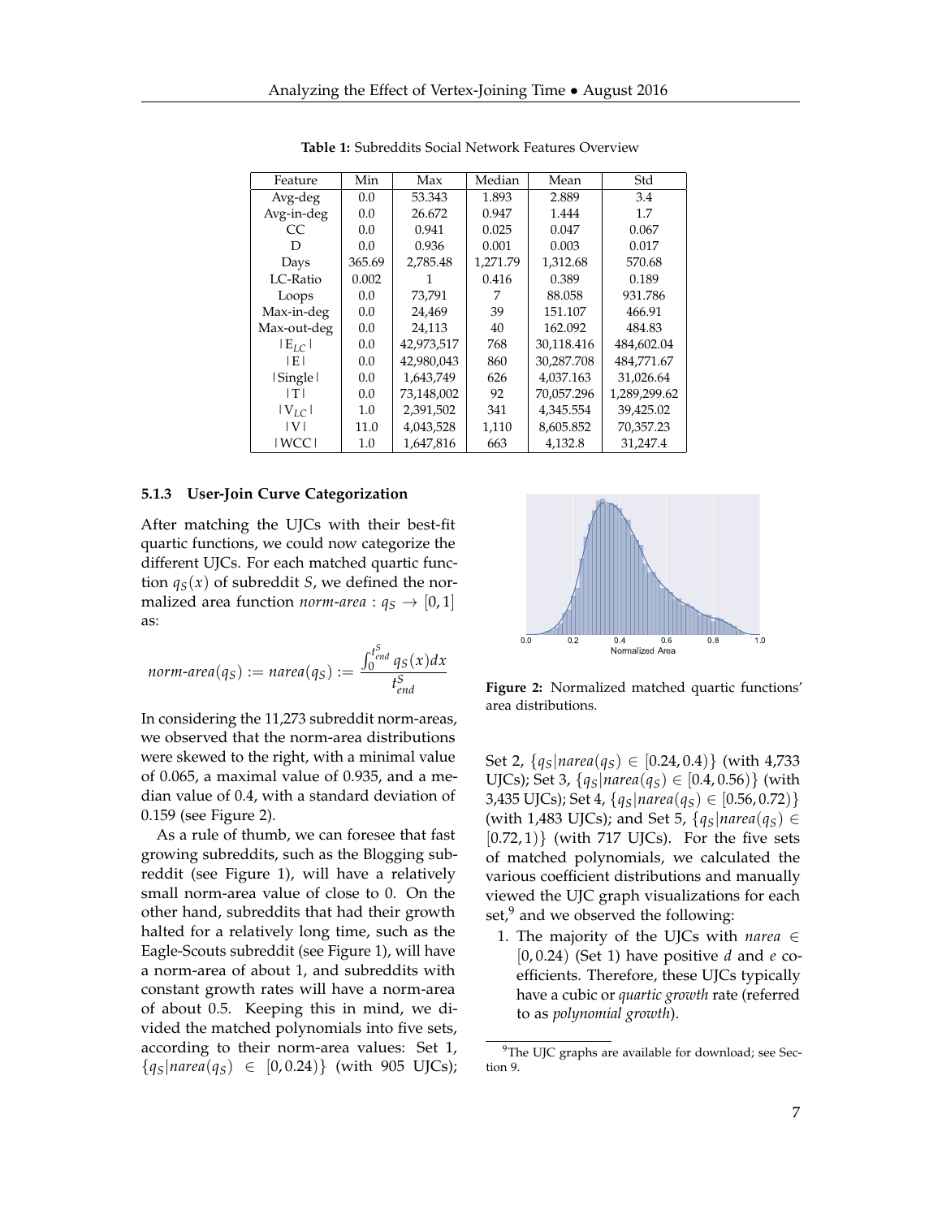**Table 1:** Subreddits Social Network Features Overview

| Feature | Min | Max | Median | Mean | Std |
|---|---|---|---|---|---|
| Avg-deg | 0.0 | 53.343 | 1.893 | 2.889 | 3.4 |
| Avg-in-deg | 0.0 | 26.672 | 0.947 | 1.444 | 1.7 |
| CC | 0.0 | 0.941 | 0.025 | 0.047 | 0.067 |
| D | 0.0 | 0.936 | 0.001 | 0.003 | 0.017 |
| Days | 365.69 | 2,785.48 | 1,271.79 | 1,312.68 | 570.68 |
| LC-Ratio | 0.002 | 1 | 0.416 | 0.389 | 0.189 |
| Loops | 0.0 | 73,791 | 7 | 88.058 | 931.786 |
| Max-in-deg | 0.0 | 24,469 | 39 | 151.107 | 466.91 |
| Max-out-deg | 0.0 | 24,113 | 40 | 162.092 | 484.83 |
| $\lvert E_{LC} \rvert$ | 0.0 | 42,973,517 | 768 | 30,118.416 | 484,602.04 |
| $\lvert E \rvert$ | 0.0 | 42,980,043 | 860 | 30,287.708 | 484,771.67 |
| $\lvert$Single$\rvert$ | 0.0 | 1,643,749 | 626 | 4,037.163 | 31,026.64 |
| $\lvert T \rvert$ | 0.0 | 73,148,002 | 92 | 70,057.296 | 1,289,299.62 |
| $\lvert V_{LC} \rvert$ | 1.0 | 2,391,502 | 341 | 4,345.554 | 39,425.02 |
| $\lvert V \rvert$ | 11.0 | 4,043,528 | 1,110 | 8,605.852 | 70,357.23 |
| $\lvert$WCC$\rvert$ | 1.0 | 1,647,816 | 663 | 4,132.8 | 31,247.4 |

### 5.1.3 User-Join Curve Categorization

After matching the UJCs with their best-fit quartic functions, we could now categorize the different UJCs. For each matched quartic function $q_S(x)$ of subreddit $S$, we defined the normalized area function *norm-area* : $q_S \rightarrow [0, 1]$ as:

$$norm\text{-}area(q_S) := narea(q_S) := \frac{\int_0^{t_{end}^S} q_S(x)dx}{t_{end}^S}$$

In considering the 11,273 subreddit norm-areas, we observed that the norm-area distributions were skewed to the right, with a minimal value of 0.065, a maximal value of 0.935, and a median value of 0.4, with a standard deviation of 0.159 (see Figure 2).

As a rule of thumb, we can foresee that fast growing subreddits, such as the Blogging subreddit (see Figure 1), will have a relatively small norm-area value of close to 0. On the other hand, subreddits that had their growth halted for a relatively long time, such as the Eagle-Scouts subreddit (see Figure 1), will have a norm-area of about 1, and subreddits with constant growth rates will have a norm-area of about 0.5. Keeping this in mind, we divided the matched polynomials into five sets, according to their norm-area values: Set 1, $\{q_S | narea(q_S) \in [0, 0.24)\}$ (with 905 UJCs); Set 2, $\{q_S | narea(q_S) \in [0.24, 0.4)\}$ (with 4,733 UJCs); Set 3, $\{q_S | narea(q_S) \in [0.4, 0.56)\}$ (with 3,435 UJCs); Set 4, $\{q_S | narea(q_S) \in [0.56, 0.72)\}$ (with 1,483 UJCs); and Set 5, $\{q_S | narea(q_S) \in [0.72, 1)\}$ (with 717 UJCs). For the five sets of matched polynomials, we calculated the various coefficient distributions and manually viewed the UJC graph visualizations for each set,[9] and we observed the following:

**Figure 2:** Normalized matched quartic functions' area distributions.

1. The majority of the UJCs with $narea \in [0, 0.24)$ (Set 1) have positive $d$ and $e$ coefficients. Therefore, these UJCs typically have a cubic or *quartic growth* rate (referred to as *polynomial growth*).

[9] The UJC graphs are available for download; see Section 9.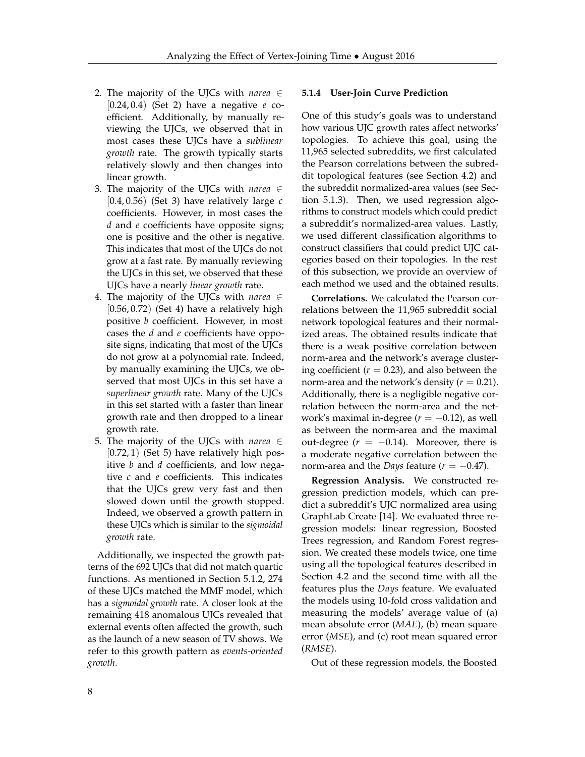2. The majority of the UJCs with *narea* $\in [0.24, 0.4)$ (Set 2) have a negative $e$ coefficient. Additionally, by manually reviewing the UJCs, we observed that in most cases these UJCs have a *sublinear growth* rate. The growth typically starts relatively slowly and then changes into linear growth.
3. The majority of the UJCs with *narea* $\in [0.4, 0.56)$ (Set 3) have relatively large $c$ coefficients. However, in most cases the $d$ and $e$ coefficients have opposite signs; one is positive and the other is negative. This indicates that most of the UJCs do not grow at a fast rate. By manually reviewing the UJCs in this set, we observed that these UJCs have a nearly *linear growth* rate.
4. The majority of the UJCs with *narea* $\in [0.56, 0.72)$ (Set 4) have a relatively high positive $b$ coefficient. However, in most cases the $d$ and $e$ coefficients have opposite signs, indicating that most of the UJCs do not grow at a polynomial rate. Indeed, by manually examining the UJCs, we observed that most UJCs in this set have a *superlinear growth* rate. Many of the UJCs in this set started with a faster than linear growth rate and then dropped to a linear growth rate.
5. The majority of the UJCs with *narea* $\in [0.72, 1)$ (Set 5) have relatively high positive $b$ and $d$ coefficients, and low negative $c$ and $e$ coefficients. This indicates that the UJCs grew very fast and then slowed down until the growth stopped. Indeed, we observed a growth pattern in these UJCs which is similar to the *sigmoidal growth* rate.

Additionally, we inspected the growth patterns of the 692 UJCs that did not match quartic functions. As mentioned in Section 5.1.2, 274 of these UJCs matched the MMF model, which has a *sigmoidal growth* rate. A closer look at the remaining 418 anomalous UJCs revealed that external events often affected the growth, such as the launch of a new season of TV shows. We refer to this growth pattern as *events-oriented growth*.

#### 5.1.4 User-Join Curve Prediction

One of this study's goals was to understand how various UJC growth rates affect networks' topologies. To achieve this goal, using the 11,965 selected subreddits, we first calculated the Pearson correlations between the subreddit topological features (see Section 4.2) and the subreddit normalized-area values (see Section 5.1.3). Then, we used regression algorithms to construct models which could predict a subreddit's normalized-area values. Lastly, we used different classification algorithms to construct classifiers that could predict UJC categories based on their topologies. In the rest of this subsection, we provide an overview of each method we used and the obtained results.

**Correlations.** We calculated the Pearson correlations between the 11,965 subreddit social network topological features and their normalized areas. The obtained results indicate that there is a weak positive correlation between norm-area and the network's average clustering coefficient ($r = 0.23$), and also between the norm-area and the network's density ($r = 0.21$). Additionally, there is a negligible negative correlation between the norm-area and the network's maximal in-degree ($r = -0.12$), as well as between the norm-area and the maximal out-degree ($r = -0.14$). Moreover, there is a moderate negative correlation between the norm-area and the *Days* feature ($r = -0.47$).

**Regression Analysis.** We constructed regression prediction models, which can predict a subreddit's UJC normalized area using GraphLab Create [14]. We evaluated three regression models: linear regression, Boosted Trees regression, and Random Forest regression. We created these models twice, one time using all the topological features described in Section 4.2 and the second time with all the features plus the *Days* feature. We evaluated the models using 10-fold cross validation and measuring the models' average value of (a) mean absolute error (*MAE*), (b) mean square error (*MSE*), and (c) root mean squared error (*RMSE*).

Out of these regression models, the Boosted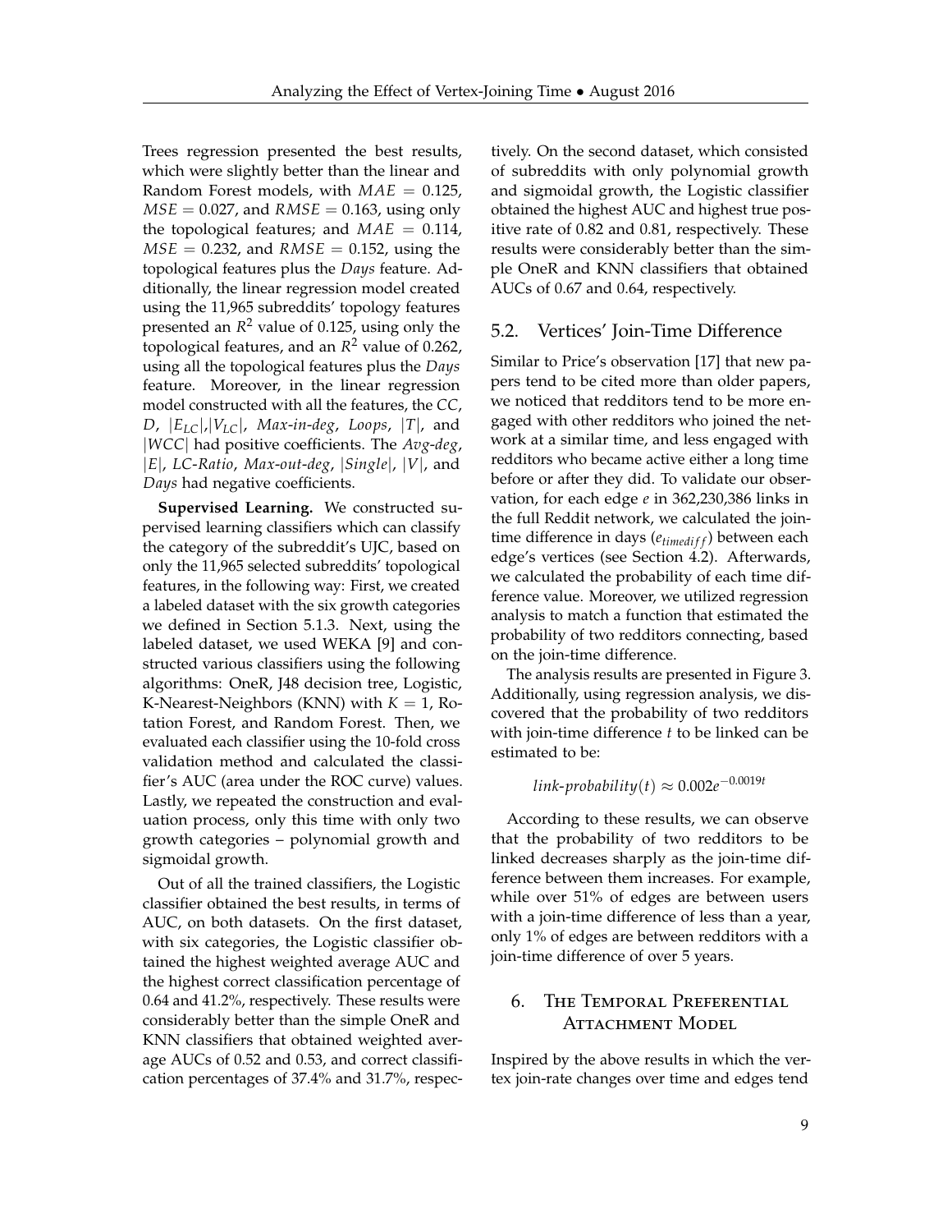Trees regression presented the best results, which were slightly better than the linear and Random Forest models, with $MAE = 0.125$, $MSE = 0.027$, and $RMSE = 0.163$, using only the topological features; and $MAE = 0.114$, $MSE = 0.232$, and $RMSE = 0.152$, using the topological features plus the *Days* feature. Additionally, the linear regression model created using the 11,965 subreddits' topology features presented an $R^2$ value of 0.125, using only the topological features, and an $R^2$ value of 0.262, using all the topological features plus the *Days* feature. Moreover, in the linear regression model constructed with all the features, the *CC*, *D*, $|E_{LC}|$,$|V_{LC}|$, *Max-in-deg*, *Loops*, $|T|$, and $|WCC|$ had positive coefficients. The *Avg-deg*, $|E|$, *LC-Ratio*, *Max-out-deg*, $|Single|$, $|V|$, and *Days* had negative coefficients.

**Supervised Learning.** We constructed supervised learning classifiers which can classify the category of the subreddit's UJC, based on only the 11,965 selected subreddits' topological features, in the following way: First, we created a labeled dataset with the six growth categories we defined in Section 5.1.3. Next, using the labeled dataset, we used WEKA [9] and constructed various classifiers using the following algorithms: OneR, J48 decision tree, Logistic, K-Nearest-Neighbors (KNN) with $K = 1$, Rotation Forest, and Random Forest. Then, we evaluated each classifier using the 10-fold cross validation method and calculated the classifier's AUC (area under the ROC curve) values. Lastly, we repeated the construction and evaluation process, only this time with only two growth categories – polynomial growth and sigmoidal growth.

Out of all the trained classifiers, the Logistic classifier obtained the best results, in terms of AUC, on both datasets. On the first dataset, with six categories, the Logistic classifier obtained the highest weighted average AUC and the highest correct classification percentage of 0.64 and 41.2%, respectively. These results were considerably better than the simple OneR and KNN classifiers that obtained weighted average AUCs of 0.52 and 0.53, and correct classification percentages of 37.4% and 31.7%, respectively. On the second dataset, which consisted of subreddits with only polynomial growth and sigmoidal growth, the Logistic classifier obtained the highest AUC and highest true positive rate of 0.82 and 0.81, respectively. These results were considerably better than the simple OneR and KNN classifiers that obtained AUCs of 0.67 and 0.64, respectively.

## 5.2. Vertices' Join-Time Difference

Similar to Price's observation [17] that new papers tend to be cited more than older papers, we noticed that redditors tend to be more engaged with other redditors who joined the network at a similar time, and less engaged with redditors who became active either a long time before or after they did. To validate our observation, for each edge *e* in 362,230,386 links in the full Reddit network, we calculated the join-time difference in days ($e_{timediff}$) between each edge's vertices (see Section 4.2). Afterwards, we calculated the probability of each time difference value. Moreover, we utilized regression analysis to match a function that estimated the probability of two redditors connecting, based on the join-time difference.

The analysis results are presented in Figure 3. Additionally, using regression analysis, we discovered that the probability of two redditors with join-time difference *t* to be linked can be estimated to be:

$$link\text{-}probability(t) \approx 0.002e^{-0.0019t}$$

According to these results, we can observe that the probability of two redditors to be linked decreases sharply as the join-time difference between them increases. For example, while over 51% of edges are between users with a join-time difference of less than a year, only 1% of edges are between redditors with a join-time difference of over 5 years.

# 6. The Temporal Preferential Attachment Model

Inspired by the above results in which the vertex join-rate changes over time and edges tend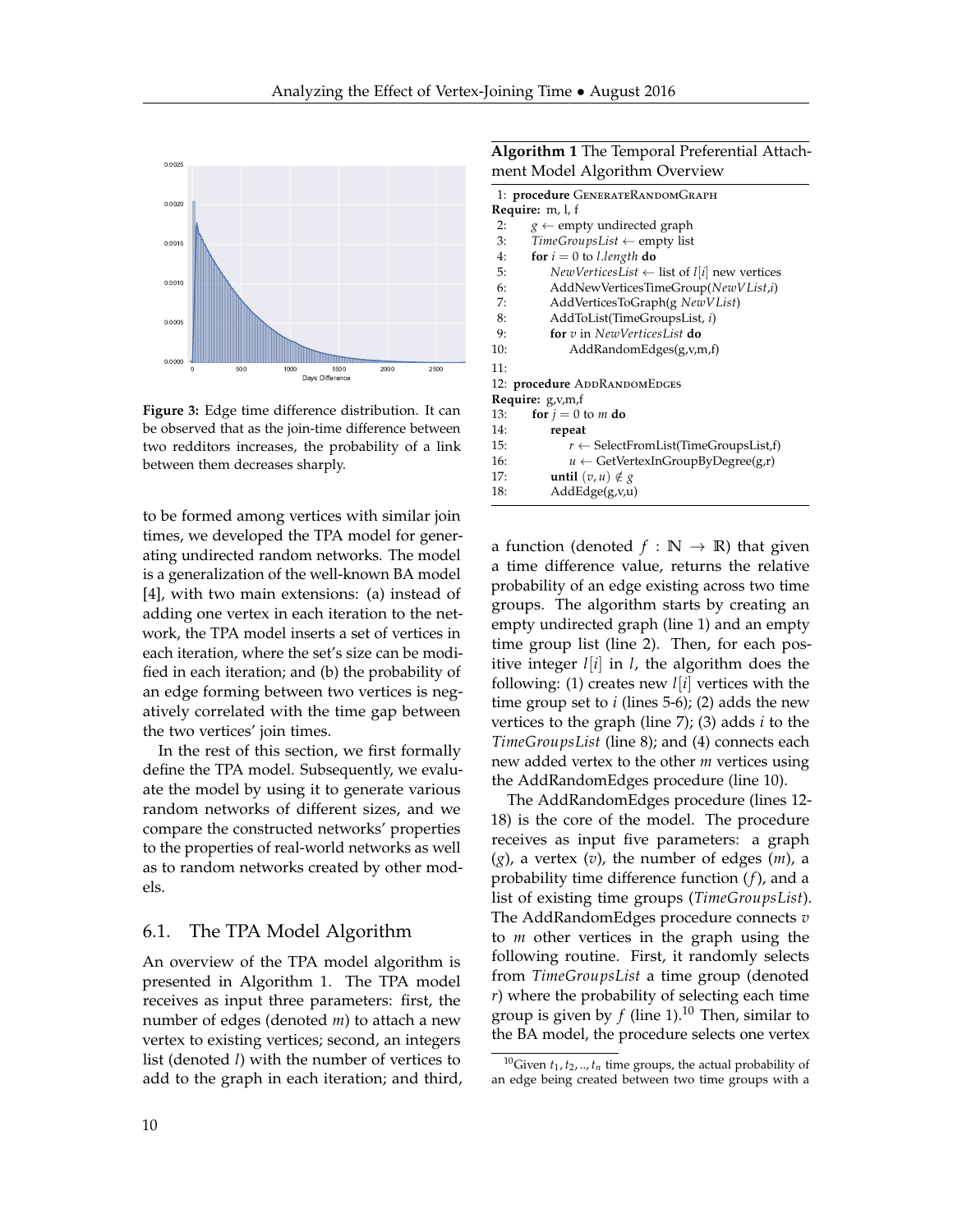Figure 3: Edge time difference distribution. It can be observed that as the join-time difference between two redditors increases, the probability of a link between them decreases sharply.

to be formed among vertices with similar join times, we developed the TPA model for generating undirected random networks. The model is a generalization of the well-known BA model [4], with two main extensions: (a) instead of adding one vertex in each iteration to the network, the TPA model inserts a set of vertices in each iteration, where the set's size can be modified in each iteration; and (b) the probability of an edge forming between two vertices is negatively correlated with the time gap between the two vertices' join times.

In the rest of this section, we first formally define the TPA model. Subsequently, we evaluate the model by using it to generate various random networks of different sizes, and we compare the constructed networks' properties to the properties of real-world networks as well as to random networks created by other models.

## 6.1. The TPA Model Algorithm

An overview of the TPA model algorithm is presented in Algorithm 1. The TPA model receives as input three parameters: first, the number of edges (denoted $m$) to attach a new vertex to existing vertices; second, an integers list (denoted $l$) with the number of vertices to add to the graph in each iteration; and third,

**Algorithm 1** The Temporal Preferential Attachment Model Algorithm Overview

```
1: procedure GenerateRandomGraph
Require: m, l, f
2:     g ← empty undirected graph
3:     TimeGroupsList ← empty list
4:     for i = 0 to l.length do
5:         NewVerticesList ← list of l[i] new vertices
6:         AddNewVerticesTimeGroup(NewVList,i)
7:         AddVerticesToGraph(g NewVList)
8:         AddToList(TimeGroupsList, i)
9:         for v in NewVerticesList do
10:            AddRandomEdges(g,v,m,f)
11:
12: procedure AddRandomEdges
Require: g,v,m,f
13:    for j = 0 to m do
14:        repeat
15:            r ← SelectFromList(TimeGroupsList,f)
16:            u ← GetVertexInGroupByDegree(g,r)
17:        until (v,u) ∉ g
18:        AddEdge(g,v,u)
```

a function (denoted $f : \mathbb{N} \rightarrow \mathbb{R}$) that given a time difference value, returns the relative probability of an edge existing across two time groups. The algorithm starts by creating an empty undirected graph (line 1) and an empty time group list (line 2). Then, for each positive integer $l[i]$ in $l$, the algorithm does the following: (1) creates new $l[i]$ vertices with the time group set to $i$ (lines 5-6); (2) adds the new vertices to the graph (line 7); (3) adds $i$ to the *TimeGroupsList* (line 8); and (4) connects each new added vertex to the other $m$ vertices using the AddRandomEdges procedure (line 10).

The AddRandomEdges procedure (lines 12-18) is the core of the model. The procedure receives as input five parameters: a graph ($g$), a vertex ($v$), the number of edges ($m$), a probability time difference function ($f$), and a list of existing time groups (*TimeGroupsList*). The AddRandomEdges procedure connects $v$ to $m$ other vertices in the graph using the following routine. First, it randomly selects from *TimeGroupsList* a time group (denoted $r$) where the probability of selecting each time group is given by $f$ (line 1).[10] Then, similar to the BA model, the procedure selects one vertex

[10] Given $t_1, t_2, .., t_n$ time groups, the actual probability of an edge being created between two time groups with a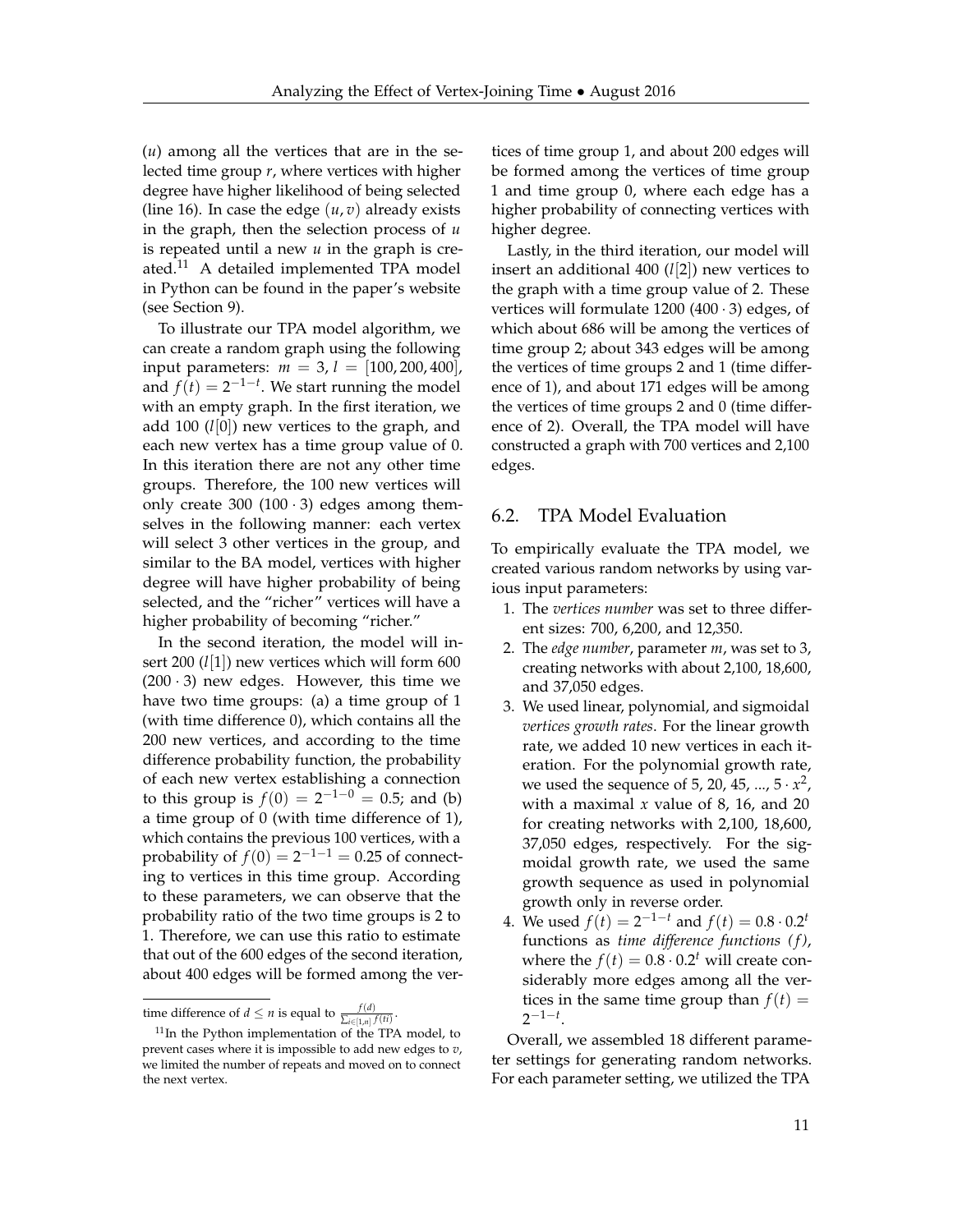($u$) among all the vertices that are in the selected time group $r$, where vertices with higher degree have higher likelihood of being selected (line 16). In case the edge $(u, v)$ already exists in the graph, then the selection process of $u$ is repeated until a new $u$ in the graph is created.[11] A detailed implemented TPA model in Python can be found in the paper's website (see Section 9).

To illustrate our TPA model algorithm, we can create a random graph using the following input parameters: $m = 3$, $l = [100, 200, 400]$, and $f(t) = 2^{-1-t}$. We start running the model with an empty graph. In the first iteration, we add 100 ($l[0]$) new vertices to the graph, and each new vertex has a time group value of 0. In this iteration there are not any other time groups. Therefore, the 100 new vertices will only create 300 ($100 \cdot 3$) edges among themselves in the following manner: each vertex will select 3 other vertices in the group, and similar to the BA model, vertices with higher degree will have higher probability of being selected, and the "richer" vertices will have a higher probability of becoming "richer."

In the second iteration, the model will insert 200 ($l[1]$) new vertices which will form 600 ($200 \cdot 3$) new edges. However, this time we have two time groups: (a) a time group of 1 (with time difference 0), which contains all the 200 new vertices, and according to the time difference probability function, the probability of each new vertex establishing a connection to this group is $f(0) = 2^{-1-0} = 0.5$; and (b) a time group of 0 (with time difference of 1), which contains the previous 100 vertices, with a probability of $f(0) = 2^{-1-1} = 0.25$ of connecting to vertices in this time group. According to these parameters, we can observe that the probability ratio of the two time groups is 2 to 1. Therefore, we can use this ratio to estimate that out of the 600 edges of the second iteration, about 400 edges will be formed among the vertices of time group 1, and about 200 edges will be formed among the vertices of time group 1 and time group 0, where each edge has a higher probability of connecting vertices with higher degree.

Lastly, in the third iteration, our model will insert an additional 400 ($l[2]$) new vertices to the graph with a time group value of 2. These vertices will formulate 1200 ($400 \cdot 3$) edges, of which about 686 will be among the vertices of time group 2; about 343 edges will be among the vertices of time groups 2 and 1 (time difference of 1), and about 171 edges will be among the vertices of time groups 2 and 0 (time difference of 2). Overall, the TPA model will have constructed a graph with 700 vertices and 2,100 edges.

time difference of $d \leq n$ is equal to $\frac{f(d)}{\sum_{i \in [1,n]} f(ti)}$.

[11] In the Python implementation of the TPA model, to prevent cases where it is impossible to add new edges to $v$, we limited the number of repeats and moved on to connect the next vertex.

## 6.2. TPA Model Evaluation

To empirically evaluate the TPA model, we created various random networks by using various input parameters:

1. The *vertices number* was set to three different sizes: 700, 6,200, and 12,350.
2. The *edge number*, parameter $m$, was set to 3, creating networks with about 2,100, 18,600, and 37,050 edges.
3. We used linear, polynomial, and sigmoidal *vertices growth rates*. For the linear growth rate, we added 10 new vertices in each iteration. For the polynomial growth rate, we used the sequence of 5, 20, 45, ..., $5 \cdot x^2$, with a maximal $x$ value of 8, 16, and 20 for creating networks with 2,100, 18,600, 37,050 edges, respectively. For the sigmoidal growth rate, we used the same growth sequence as used in polynomial growth only in reverse order.
4. We used $f(t) = 2^{-1-t}$ and $f(t) = 0.8 \cdot 0.2^t$ functions as *time difference functions* ($f$), where the $f(t) = 0.8 \cdot 0.2^t$ will create considerably more edges among all the vertices in the same time group than $f(t) = 2^{-1-t}$.

Overall, we assembled 18 different parameter settings for generating random networks. For each parameter setting, we utilized the TPA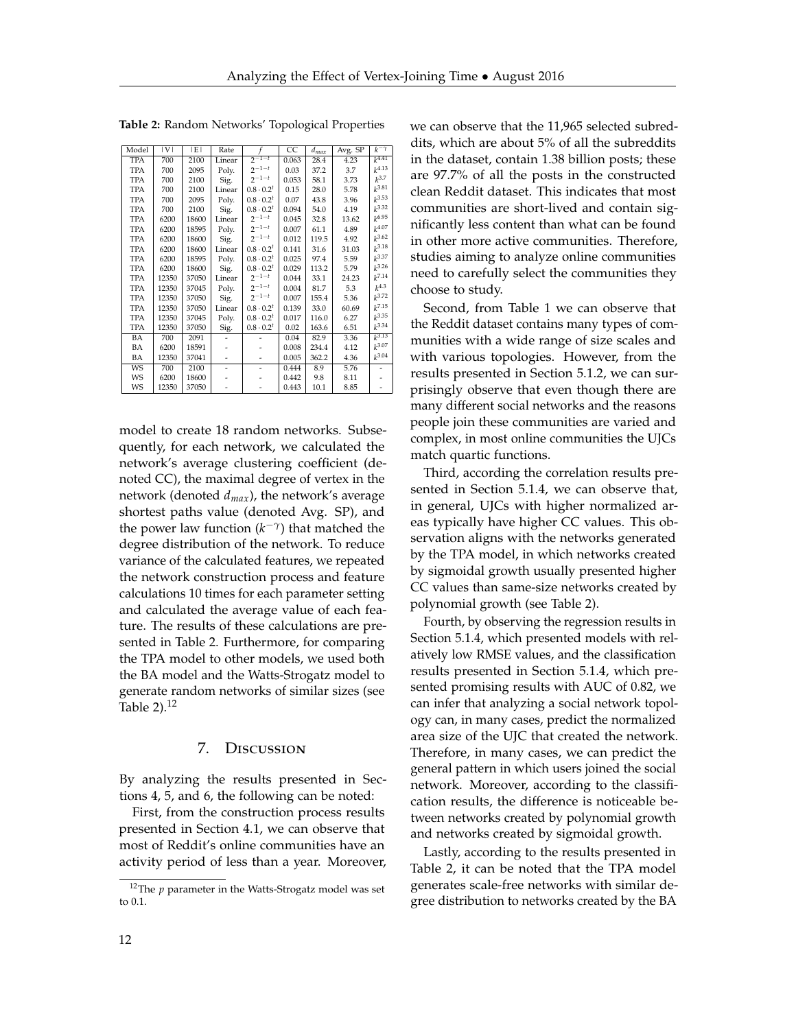**Table 2:** Random Networks' Topological Properties

| Model | \|V\| | \|E\| | Rate | $f$ | CC | $d_{max}$ | Avg. SP | $k^{-\gamma}$ |
|---|---|---|---|---|---|---|---|---|
| TPA | 700 | 2100 | Linear | $2^{-1-t}$ | 0.063 | 28.4 | 4.23 | $k^{4.41}$ |
| TPA | 700 | 2095 | Poly. | $2^{-1-t}$ | 0.03 | 37.2 | 3.7 | $k^{4.13}$ |
| TPA | 700 | 2100 | Sig. | $2^{-1-t}$ | 0.053 | 58.1 | 3.73 | $k^{3.7}$ |
| TPA | 700 | 2100 | Linear | $0.8 \cdot 0.2^t$ | 0.15 | 28.0 | 5.78 | $k^{3.81}$ |
| TPA | 700 | 2095 | Poly. | $0.8 \cdot 0.2^t$ | 0.07 | 43.8 | 3.96 | $k^{3.53}$ |
| TPA | 700 | 2100 | Sig. | $0.8 \cdot 0.2^t$ | 0.094 | 54.0 | 4.19 | $k^{3.32}$ |
| TPA | 6200 | 18600 | Linear | $2^{-1-t}$ | 0.045 | 32.8 | 13.62 | $k^{6.95}$ |
| TPA | 6200 | 18595 | Poly. | $2^{-1-t}$ | 0.007 | 61.1 | 4.89 | $k^{4.07}$ |
| TPA | 6200 | 18600 | Sig. | $2^{-1-t}$ | 0.012 | 119.5 | 4.92 | $k^{3.62}$ |
| TPA | 6200 | 18600 | Linear | $0.8 \cdot 0.2^t$ | 0.141 | 31.6 | 31.03 | $k^{3.18}$ |
| TPA | 6200 | 18595 | Poly. | $0.8 \cdot 0.2^t$ | 0.025 | 97.4 | 5.59 | $k^{3.37}$ |
| TPA | 6200 | 18600 | Sig. | $0.8 \cdot 0.2^t$ | 0.029 | 113.2 | 5.79 | $k^{3.26}$ |
| TPA | 12350 | 37050 | Linear | $2^{-1-t}$ | 0.044 | 33.1 | 24.23 | $k^{7.14}$ |
| TPA | 12350 | 37045 | Poly. | $2^{-1-t}$ | 0.004 | 81.7 | 5.3 | $k^{4.3}$ |
| TPA | 12350 | 37050 | Sig. | $2^{-1-t}$ | 0.007 | 155.4 | 5.36 | $k^{3.72}$ |
| TPA | 12350 | 37050 | Linear | $0.8 \cdot 0.2^t$ | 0.139 | 33.0 | 60.69 | $k^{7.15}$ |
| TPA | 12350 | 37045 | Poly. | $0.8 \cdot 0.2^t$ | 0.017 | 116.0 | 6.27 | $k^{3.35}$ |
| TPA | 12350 | 37050 | Sig. | $0.8 \cdot 0.2^t$ | 0.02 | 163.6 | 6.51 | $k^{3.34}$ |
| BA | 700 | 2091 | - | - | 0.04 | 82.9 | 3.36 | $k^{3.13}$ |
| BA | 6200 | 18591 | - | - | 0.008 | 234.4 | 4.12 | $k^{3.07}$ |
| BA | 12350 | 37041 | - | - | 0.005 | 362.2 | 4.36 | $k^{3.04}$ |
| WS | 700 | 2100 | - | - | 0.444 | 8.9 | 5.76 | - |
| WS | 6200 | 18600 | - | - | 0.442 | 9.8 | 8.11 | - |
| WS | 12350 | 37050 | - | - | 0.443 | 10.1 | 8.85 | - |

model to create 18 random networks. Subsequently, for each network, we calculated the network's average clustering coefficient (denoted CC), the maximal degree of vertex in the network (denoted $d_{max}$), the network's average shortest paths value (denoted Avg. SP), and the power law function ($k^{-\gamma}$) that matched the degree distribution of the network. To reduce variance of the calculated features, we repeated the network construction process and feature calculations 10 times for each parameter setting and calculated the average value of each feature. The results of these calculations are presented in Table 2. Furthermore, for comparing the TPA model to other models, we used both the BA model and the Watts-Strogatz model to generate random networks of similar sizes (see Table 2).[12]

## 7. Discussion

By analyzing the results presented in Sections 4, 5, and 6, the following can be noted:

First, from the construction process results presented in Section 4.1, we can observe that most of Reddit's online communities have an activity period of less than a year. Moreover, we can observe that the 11,965 selected subreddits, which are about 5% of all the subreddits in the dataset, contain 1.38 billion posts; these are 97.7% of all the posts in the constructed clean Reddit dataset. This indicates that most communities are short-lived and contain significantly less content than what can be found in other more active communities. Therefore, studies aiming to analyze online communities need to carefully select the communities they choose to study.

Second, from Table 1 we can observe that the Reddit dataset contains many types of communities with a wide range of size scales and with various topologies. However, from the results presented in Section 5.1.2, we can surprisingly observe that even though there are many different social networks and the reasons people join these communities are varied and complex, in most online communities the UJCs match quartic functions.

Third, according the correlation results presented in Section 5.1.4, we can observe that, in general, UJCs with higher normalized areas typically have higher CC values. This observation aligns with the networks generated by the TPA model, in which networks created by sigmoidal growth usually presented higher CC values than same-size networks created by polynomial growth (see Table 2).

Fourth, by observing the regression results in Section 5.1.4, which presented models with relatively low RMSE values, and the classification results presented in Section 5.1.4, which presented promising results with AUC of 0.82, we can infer that analyzing a social network topology can, in many cases, predict the normalized area size of the UJC that created the network. Therefore, in many cases, we can predict the general pattern in which users joined the social network. Moreover, according to the classification results, the difference is noticeable between networks created by polynomial growth and networks created by sigmoidal growth.

Lastly, according to the results presented in Table 2, it can be noted that the TPA model generates scale-free networks with similar degree distribution to networks created by the BA

[12] The $p$ parameter in the Watts-Strogatz model was set to 0.1.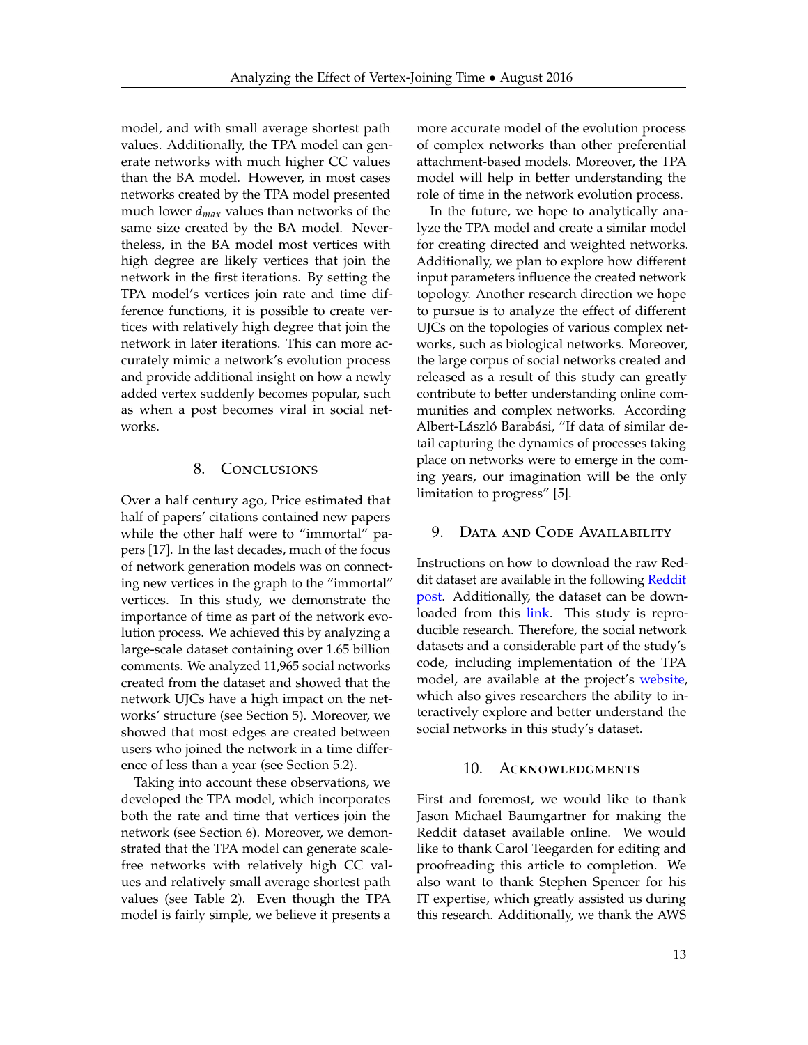model, and with small average shortest path values. Additionally, the TPA model can generate networks with much higher CC values than the BA model. However, in most cases networks created by the TPA model presented much lower $d_{max}$ values than networks of the same size created by the BA model. Nevertheless, in the BA model most vertices with high degree are likely vertices that join the network in the first iterations. By setting the TPA model's vertices join rate and time difference functions, it is possible to create vertices with relatively high degree that join the network in later iterations. This can more accurately mimic a network's evolution process and provide additional insight on how a newly added vertex suddenly becomes popular, such as when a post becomes viral in social networks.

## 8. Conclusions

Over a half century ago, Price estimated that half of papers' citations contained new papers while the other half were to "immortal" papers [17]. In the last decades, much of the focus of network generation models was on connecting new vertices in the graph to the "immortal" vertices. In this study, we demonstrate the importance of time as part of the network evolution process. We achieved this by analyzing a large-scale dataset containing over 1.65 billion comments. We analyzed 11,965 social networks created from the dataset and showed that the network UJCs have a high impact on the networks' structure (see Section 5). Moreover, we showed that most edges are created between users who joined the network in a time difference of less than a year (see Section 5.2).

Taking into account these observations, we developed the TPA model, which incorporates both the rate and time that vertices join the network (see Section 6). Moreover, we demonstrated that the TPA model can generate scale-free networks with relatively high CC values and relatively small average shortest path values (see Table 2). Even though the TPA model is fairly simple, we believe it presents a more accurate model of the evolution process of complex networks than other preferential attachment-based models. Moreover, the TPA model will help in better understanding the role of time in the network evolution process.

In the future, we hope to analytically analyze the TPA model and create a similar model for creating directed and weighted networks. Additionally, we plan to explore how different input parameters influence the created network topology. Another research direction we hope to pursue is to analyze the effect of different UJCs on the topologies of various complex networks, such as biological networks. Moreover, the large corpus of social networks created and released as a result of this study can greatly contribute to better understanding online communities and complex networks. According Albert-László Barabási, "If data of similar detail capturing the dynamics of processes taking place on networks were to emerge in the coming years, our imagination will be the only limitation to progress" [5].

## 9. Data and Code Availability

Instructions on how to download the raw Reddit dataset are available in the following Reddit post. Additionally, the dataset can be downloaded from this link. This study is reproducible research. Therefore, the social network datasets and a considerable part of the study's code, including implementation of the TPA model, are available at the project's website, which also gives researchers the ability to interactively explore and better understand the social networks in this study's dataset.

## 10. Acknowledgments

First and foremost, we would like to thank Jason Michael Baumgartner for making the Reddit dataset available online. We would like to thank Carol Teegarden for editing and proofreading this article to completion. We also want to thank Stephen Spencer for his IT expertise, which greatly assisted us during this research. Additionally, we thank the AWS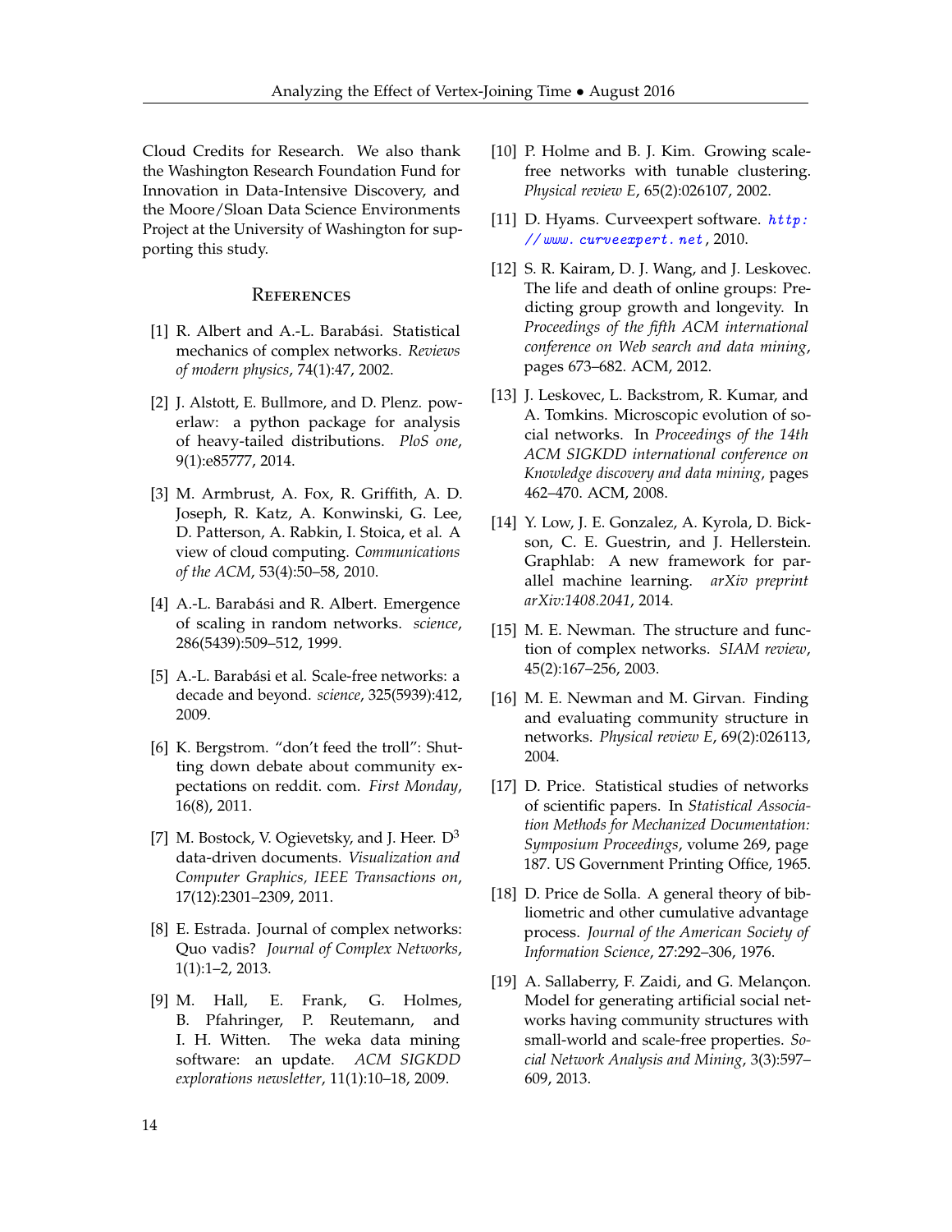Cloud Credits for Research. We also thank the Washington Research Foundation Fund for Innovation in Data-Intensive Discovery, and the Moore/Sloan Data Science Environments Project at the University of Washington for supporting this study.

## References

[1] R. Albert and A.-L. Barabási. Statistical mechanics of complex networks. *Reviews of modern physics*, 74(1):47, 2002.

[2] J. Alstott, E. Bullmore, and D. Plenz. powerlaw: a python package for analysis of heavy-tailed distributions. *PloS one*, 9(1):e85777, 2014.

[3] M. Armbrust, A. Fox, R. Griffith, A. D. Joseph, R. Katz, A. Konwinski, G. Lee, D. Patterson, A. Rabkin, I. Stoica, et al. A view of cloud computing. *Communications of the ACM*, 53(4):50–58, 2010.

[4] A.-L. Barabási and R. Albert. Emergence of scaling in random networks. *science*, 286(5439):509–512, 1999.

[5] A.-L. Barabási et al. Scale-free networks: a decade and beyond. *science*, 325(5939):412, 2009.

[6] K. Bergstrom. "don't feed the troll": Shutting down debate about community expectations on reddit. com. *First Monday*, 16(8), 2011.

[7] M. Bostock, V. Ogievetsky, and J. Heer. D$^3$ data-driven documents. *Visualization and Computer Graphics, IEEE Transactions on*, 17(12):2301–2309, 2011.

[8] E. Estrada. Journal of complex networks: Quo vadis? *Journal of Complex Networks*, 1(1):1–2, 2013.

[9] M. Hall, E. Frank, G. Holmes, B. Pfahringer, P. Reutemann, and I. H. Witten. The weka data mining software: an update. *ACM SIGKDD explorations newsletter*, 11(1):10–18, 2009.

[10] P. Holme and B. J. Kim. Growing scale-free networks with tunable clustering. *Physical review E*, 65(2):026107, 2002.

[11] D. Hyams. Curveexpert software. *http://www.curveexpert.net*, 2010.

[12] S. R. Kairam, D. J. Wang, and J. Leskovec. The life and death of online groups: Predicting group growth and longevity. In *Proceedings of the fifth ACM international conference on Web search and data mining*, pages 673–682. ACM, 2012.

[13] J. Leskovec, L. Backstrom, R. Kumar, and A. Tomkins. Microscopic evolution of social networks. In *Proceedings of the 14th ACM SIGKDD international conference on Knowledge discovery and data mining*, pages 462–470. ACM, 2008.

[14] Y. Low, J. E. Gonzalez, A. Kyrola, D. Bickson, C. E. Guestrin, and J. Hellerstein. Graphlab: A new framework for parallel machine learning. *arXiv preprint arXiv:1408.2041*, 2014.

[15] M. E. Newman. The structure and function of complex networks. *SIAM review*, 45(2):167–256, 2003.

[16] M. E. Newman and M. Girvan. Finding and evaluating community structure in networks. *Physical review E*, 69(2):026113, 2004.

[17] D. Price. Statistical studies of networks of scientific papers. In *Statistical Association Methods for Mechanized Documentation: Symposium Proceedings*, volume 269, page 187. US Government Printing Office, 1965.

[18] D. Price de Solla. A general theory of bibliometric and other cumulative advantage process. *Journal of the American Society of Information Science*, 27:292–306, 1976.

[19] A. Sallaberry, F. Zaidi, and G. Melançon. Model for generating artificial social networks having community structures with small-world and scale-free properties. *Social Network Analysis and Mining*, 3(3):597–609, 2013.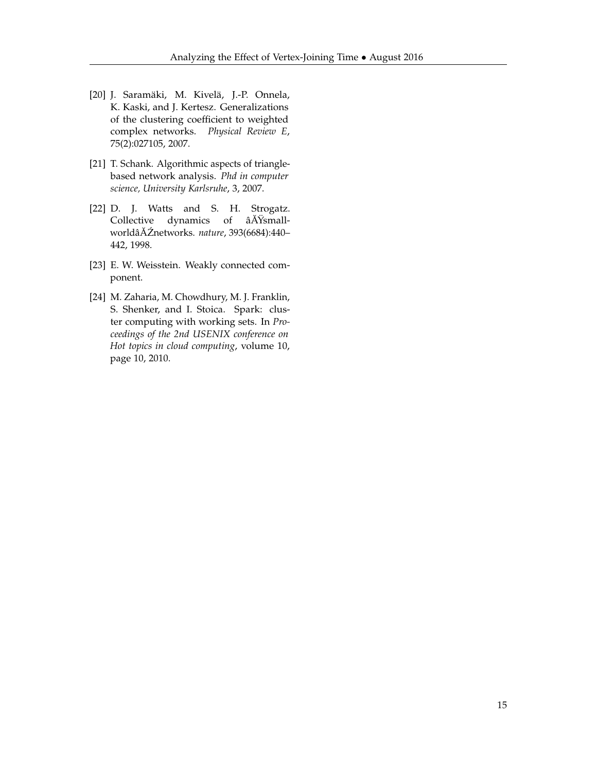[20] J. Saramäki, M. Kivelä, J.-P. Onnela, K. Kaski, and J. Kertesz. Generalizations of the clustering coefficient to weighted complex networks. *Physical Review E*, 75(2):027105, 2007.

[21] T. Schank. Algorithmic aspects of triangle-based network analysis. *Phd in computer science, University Karlsruhe*, 3, 2007.

[22] D. J. Watts and S. H. Strogatz. Collective dynamics of âĂŸsmall-worldâĂŹnetworks. *nature*, 393(6684):440–442, 1998.

[23] E. W. Weisstein. Weakly connected component.

[24] M. Zaharia, M. Chowdhury, M. J. Franklin, S. Shenker, and I. Stoica. Spark: cluster computing with working sets. In *Proceedings of the 2nd USENIX conference on Hot topics in cloud computing*, volume 10, page 10, 2010.